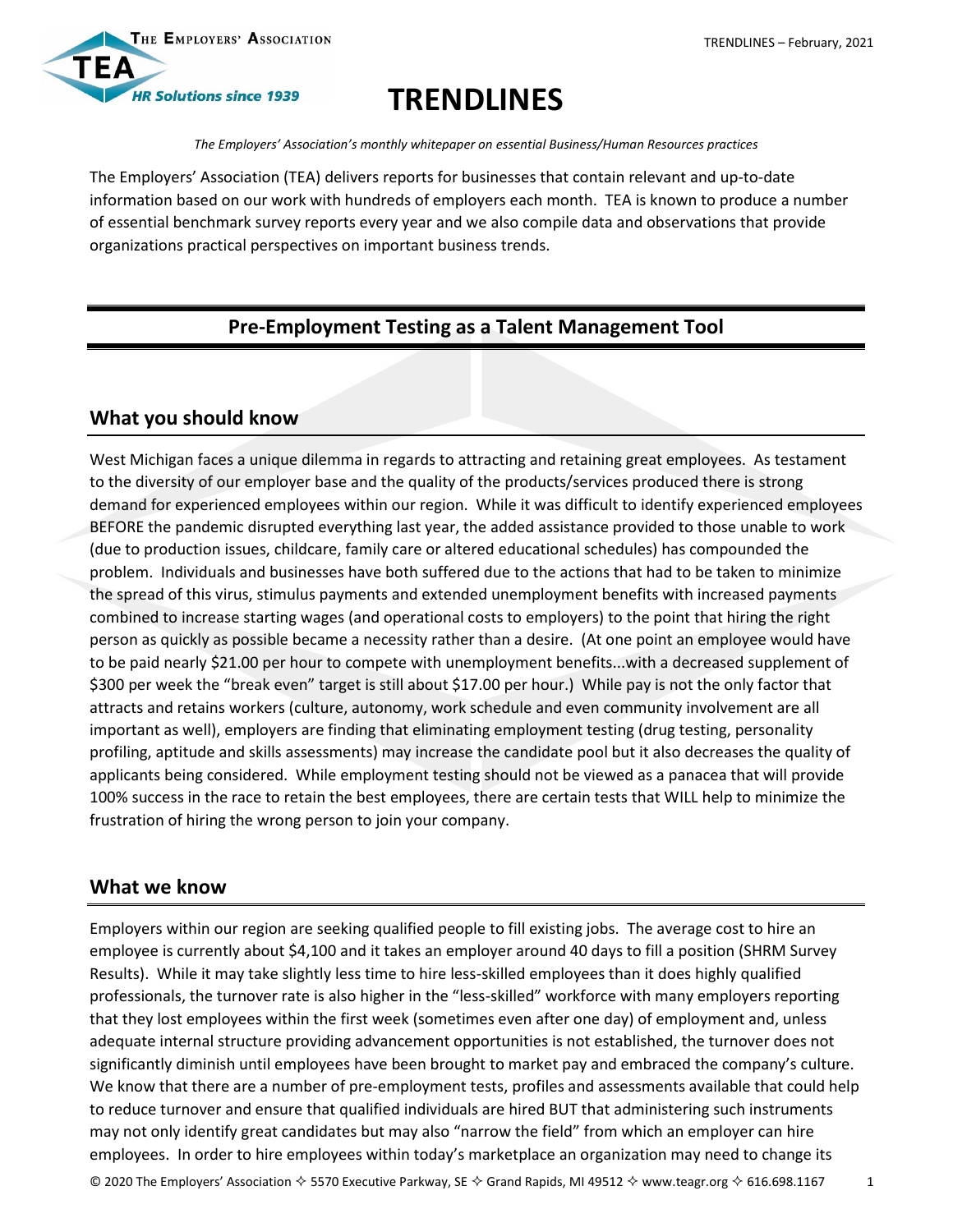# TRENDLINES

*The Employers' Association's monthly whitepaper on essential Business/Human Resources practices*

The Employers' Association (TEA) delivers reports for businesses that contain relevant and up-to-date information based on our work with hundreds of employers each month. TEA is known to produce a number of essential benchmark survey reports every year and we also compile data and observations that provide organizations practical perspectives on important business trends.

## Pre-Employment Testing as a Talent Management Tool

### What you should know

West Michigan faces a unique dilemma in regards to attracting and retaining great employees. As testament to the diversity of our employer base and the quality of the products/services produced there is strong demand for experienced employees within our region. While it was difficult to identify experienced employees BEFORE the pandemic disrupted everything last year, the added assistance provided to those unable to work (due to production issues, childcare, family care or altered educational schedules) has compounded the problem. Individuals and businesses have both suffered due to the actions that had to be taken to minimize the spread of this virus, stimulus payments and extended unemployment benefits with increased payments combined to increase starting wages (and operational costs to employers) to the point that hiring the right person as quickly as possible became a necessity rather than a desire. (At one point an employee would have to be paid nearly $21.00 per hour to compete with unemployment benefits...with a decreased supplement of $300 per week the "break even" target is still about $17.00 per hour.) While pay is not the only factor that attracts and retains workers (culture, autonomy, work schedule and even community involvement are all important as well), employers are finding that eliminating employment testing (drug testing, personality profiling, aptitude and skills assessments) may increase the candidate pool but it also decreases the quality of applicants being considered. While employment testing should not be viewed as a panacea that will provide 100% success in the race to retain the best employees, there are certain tests that WILL help to minimize the frustration of hiring the wrong person to join your company.

### What we know

Employers within our region are seeking qualified people to fill existing jobs. The average cost to hire an employee is currently about $4,100 and it takes an employer around 40 days to fill a position (SHRM Survey Results). While it may take slightly less time to hire less-skilled employees than it does highly qualified professionals, the turnover rate is also higher in the "less-skilled" workforce with many employers reporting that they lost employees within the first week (sometimes even after one day) of employment and, unless adequate internal structure providing advancement opportunities is not established, the turnover does not significantly diminish until employees have been brought to market pay and embraced the company's culture. We know that there are a number of pre-employment tests, profiles and assessments available that could help to reduce turnover and ensure that qualified individuals are hired BUT that administering such instruments may not only identify great candidates but may also "narrow the field" from which an employer can hire employees. In order to hire employees within today's marketplace an organization may need to change its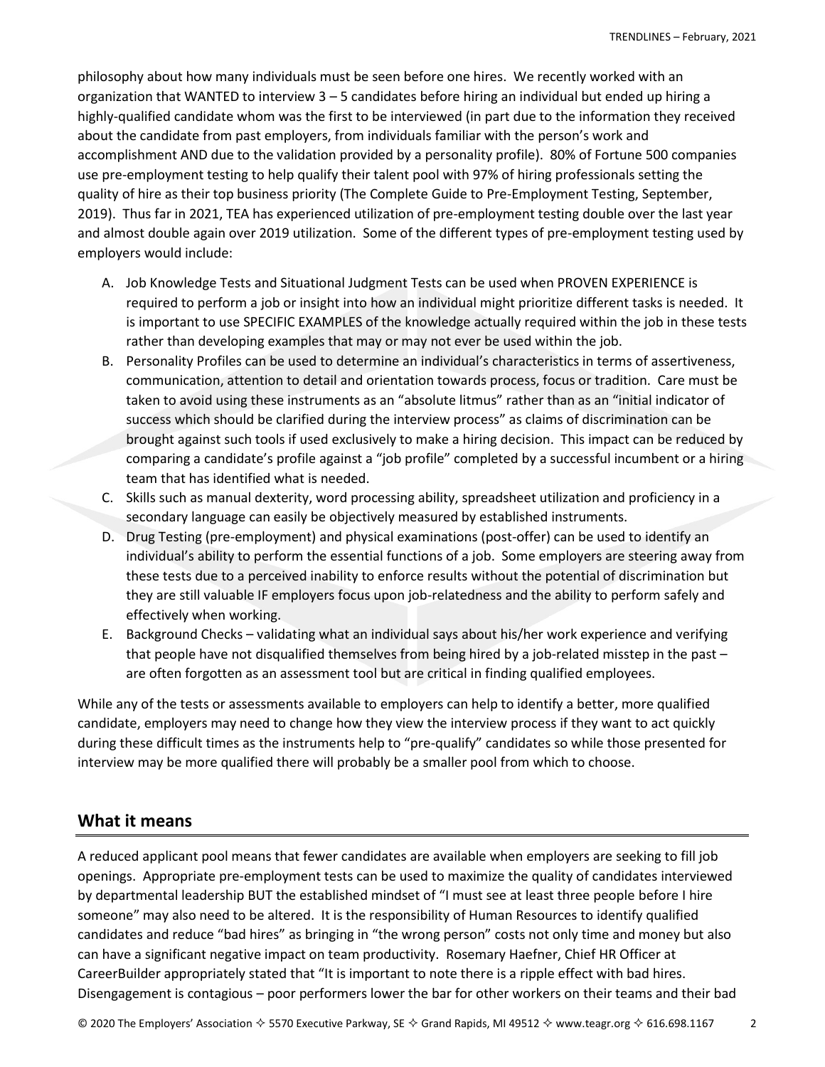philosophy about how many individuals must be seen before one hires. We recently worked with an organization that WANTED to interview 3 – 5 candidates before hiring an individual but ended up hiring a highly-qualified candidate whom was the first to be interviewed (in part due to the information they received about the candidate from past employers, from individuals familiar with the person's work and accomplishment AND due to the validation provided by a personality profile). 80% of Fortune 500 companies use pre-employment testing to help qualify their talent pool with 97% of hiring professionals setting the quality of hire as their top business priority (The Complete Guide to Pre-Employment Testing, September, 2019). Thus far in 2021, TEA has experienced utilization of pre-employment testing double over the last year and almost double again over 2019 utilization. Some of the different types of pre-employment testing used by employers would include:

A. Job Knowledge Tests and Situational Judgment Tests can be used when PROVEN EXPERIENCE is required to perform a job or insight into how an individual might prioritize different tasks is needed. It is important to use SPECIFIC EXAMPLES of the knowledge actually required within the job in these tests rather than developing examples that may or may not ever be used within the job.
B. Personality Profiles can be used to determine an individual's characteristics in terms of assertiveness, communication, attention to detail and orientation towards process, focus or tradition. Care must be taken to avoid using these instruments as an "absolute litmus" rather than as an "initial indicator of success which should be clarified during the interview process" as claims of discrimination can be brought against such tools if used exclusively to make a hiring decision. This impact can be reduced by comparing a candidate's profile against a "job profile" completed by a successful incumbent or a hiring team that has identified what is needed.
C. Skills such as manual dexterity, word processing ability, spreadsheet utilization and proficiency in a secondary language can easily be objectively measured by established instruments.
D. Drug Testing (pre-employment) and physical examinations (post-offer) can be used to identify an individual's ability to perform the essential functions of a job. Some employers are steering away from these tests due to a perceived inability to enforce results without the potential of discrimination but they are still valuable IF employers focus upon job-relatedness and the ability to perform safely and effectively when working.
E. Background Checks – validating what an individual says about his/her work experience and verifying that people have not disqualified themselves from being hired by a job-related misstep in the past – are often forgotten as an assessment tool but are critical in finding qualified employees.

While any of the tests or assessments available to employers can help to identify a better, more qualified candidate, employers may need to change how they view the interview process if they want to act quickly during these difficult times as the instruments help to "pre-qualify" candidates so while those presented for interview may be more qualified there will probably be a smaller pool from which to choose.

## What it means

A reduced applicant pool means that fewer candidates are available when employers are seeking to fill job openings. Appropriate pre-employment tests can be used to maximize the quality of candidates interviewed by departmental leadership BUT the established mindset of "I must see at least three people before I hire someone" may also need to be altered. It is the responsibility of Human Resources to identify qualified candidates and reduce "bad hires" as bringing in "the wrong person" costs not only time and money but also can have a significant negative impact on team productivity. Rosemary Haefner, Chief HR Officer at CareerBuilder appropriately stated that "It is important to note there is a ripple effect with bad hires. Disengagement is contagious – poor performers lower the bar for other workers on their teams and their bad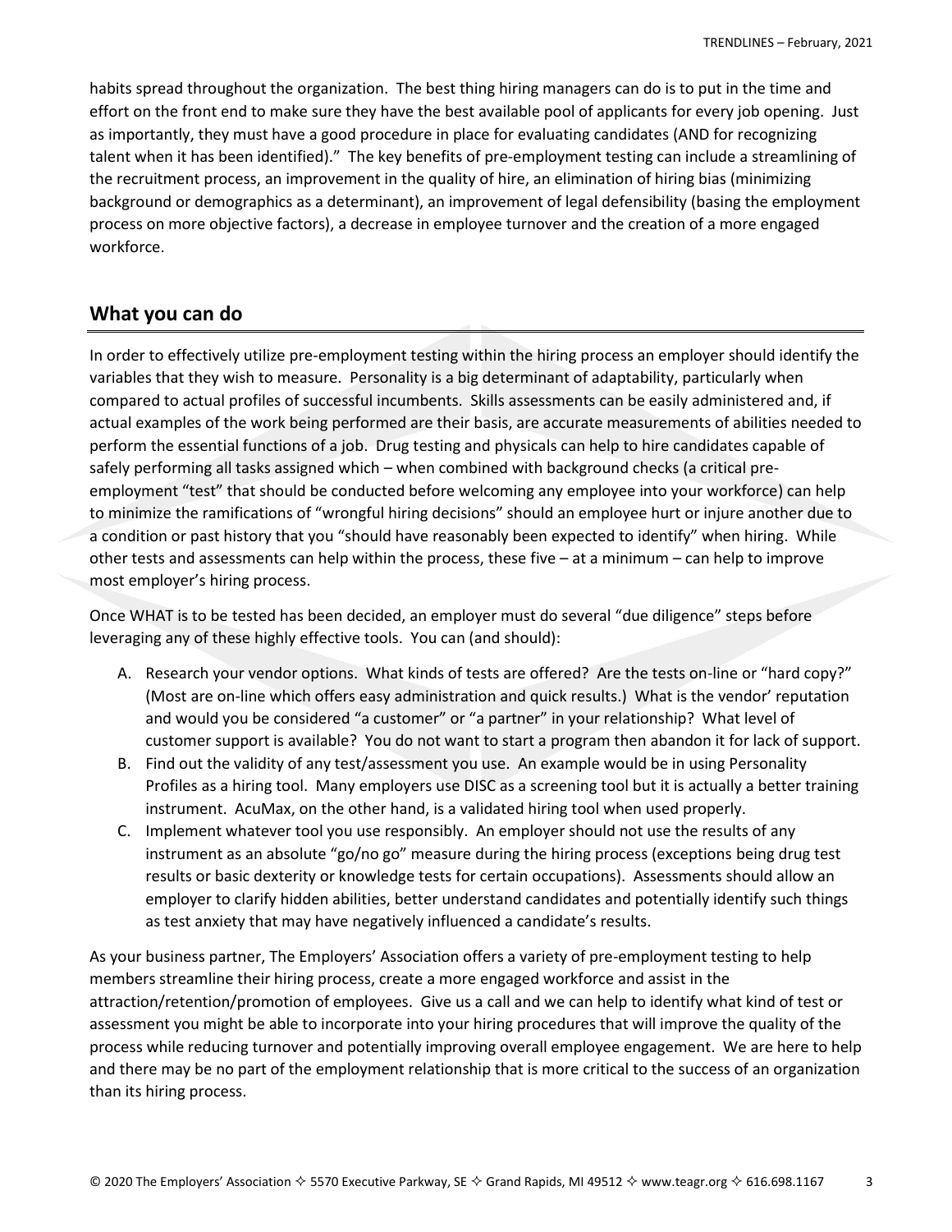habits spread throughout the organization. The best thing hiring managers can do is to put in the time and effort on the front end to make sure they have the best available pool of applicants for every job opening. Just as importantly, they must have a good procedure in place for evaluating candidates (AND for recognizing talent when it has been identified)." The key benefits of pre-employment testing can include a streamlining of the recruitment process, an improvement in the quality of hire, an elimination of hiring bias (minimizing background or demographics as a determinant), an improvement of legal defensibility (basing the employment process on more objective factors), a decrease in employee turnover and the creation of a more engaged workforce.

## What you can do

In order to effectively utilize pre-employment testing within the hiring process an employer should identify the variables that they wish to measure. Personality is a big determinant of adaptability, particularly when compared to actual profiles of successful incumbents. Skills assessments can be easily administered and, if actual examples of the work being performed are their basis, are accurate measurements of abilities needed to perform the essential functions of a job. Drug testing and physicals can help to hire candidates capable of safely performing all tasks assigned which – when combined with background checks (a critical pre-employment "test" that should be conducted before welcoming any employee into your workforce) can help to minimize the ramifications of "wrongful hiring decisions" should an employee hurt or injure another due to a condition or past history that you "should have reasonably been expected to identify" when hiring. While other tests and assessments can help within the process, these five – at a minimum – can help to improve most employer's hiring process.

Once WHAT is to be tested has been decided, an employer must do several "due diligence" steps before leveraging any of these highly effective tools. You can (and should):

A. Research your vendor options. What kinds of tests are offered? Are the tests on-line or "hard copy?" (Most are on-line which offers easy administration and quick results.) What is the vendor' reputation and would you be considered "a customer" or "a partner" in your relationship? What level of customer support is available? You do not want to start a program then abandon it for lack of support.

B. Find out the validity of any test/assessment you use. An example would be in using Personality Profiles as a hiring tool. Many employers use DISC as a screening tool but it is actually a better training instrument. AcuMax, on the other hand, is a validated hiring tool when used properly.

C. Implement whatever tool you use responsibly. An employer should not use the results of any instrument as an absolute "go/no go" measure during the hiring process (exceptions being drug test results or basic dexterity or knowledge tests for certain occupations). Assessments should allow an employer to clarify hidden abilities, better understand candidates and potentially identify such things as test anxiety that may have negatively influenced a candidate's results.

As your business partner, The Employers' Association offers a variety of pre-employment testing to help members streamline their hiring process, create a more engaged workforce and assist in the attraction/retention/promotion of employees. Give us a call and we can help to identify what kind of test or assessment you might be able to incorporate into your hiring procedures that will improve the quality of the process while reducing turnover and potentially improving overall employee engagement. We are here to help and there may be no part of the employment relationship that is more critical to the success of an organization than its hiring process.